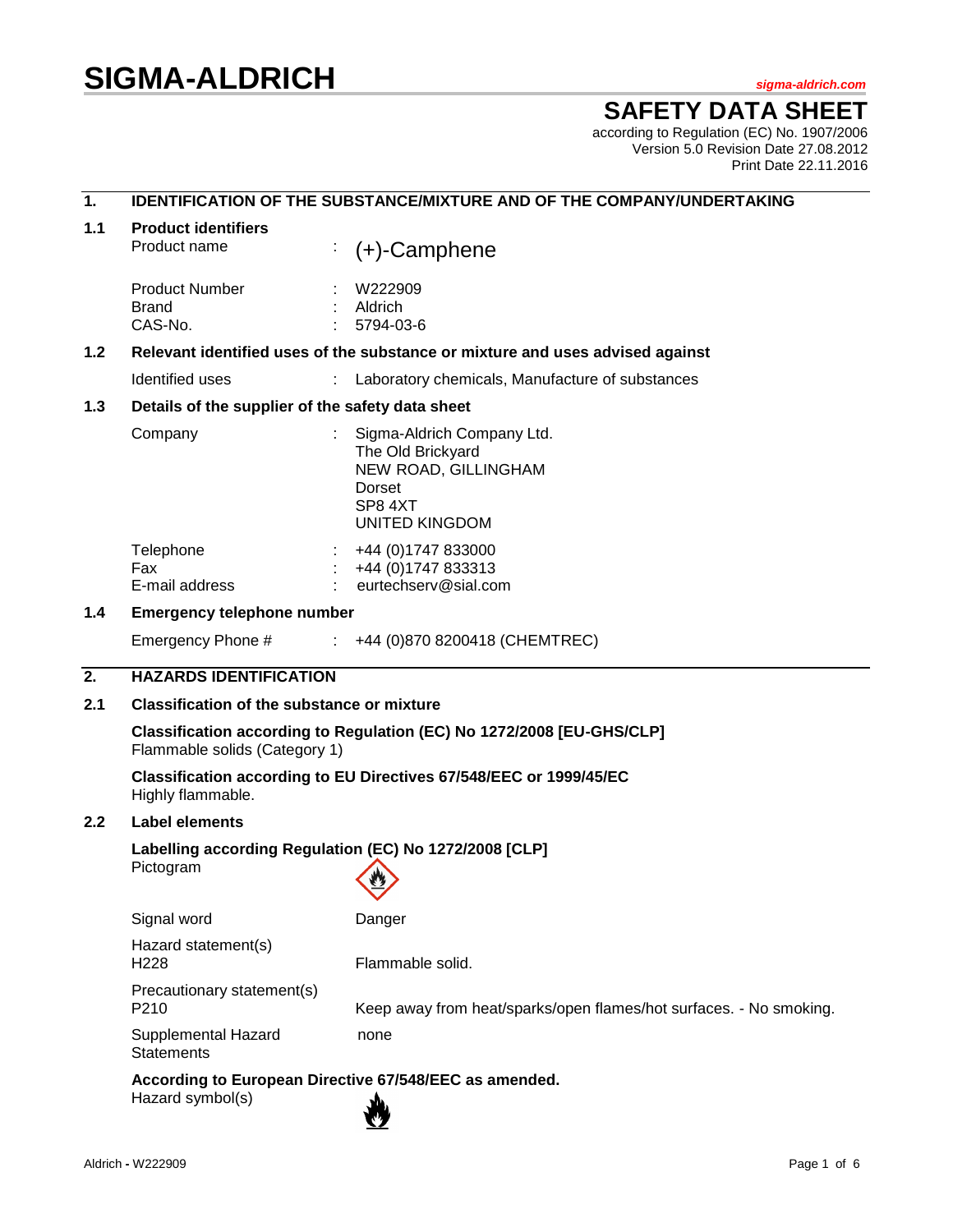# SIGMA-ALDRICH

sigma-aldrich.com

## SAFETY DATA SHEET

according to Regulation (EC) No. 1907/2006
Version 5.0 Revision Date 27.08.2012
Print Date 22.11.2016

## 1. IDENTIFICATION OF THE SUBSTANCE/MIXTURE AND OF THE COMPANY/UNDERTAKING

### 1.1 Product identifiers

Product name : (+)-Camphene

Product Number : W222909
Brand : Aldrich
CAS-No. : 5794-03-6

### 1.2 Relevant identified uses of the substance or mixture and uses advised against

Identified uses : Laboratory chemicals, Manufacture of substances

### 1.3 Details of the supplier of the safety data sheet

Company : Sigma-Aldrich Company Ltd.
The Old Brickyard
NEW ROAD, GILLINGHAM
Dorset
SP8 4XT
UNITED KINGDOM

Telephone : +44 (0)1747 833000
Fax : +44 (0)1747 833313
E-mail address : eurtechserv@sial.com

### 1.4 Emergency telephone number

Emergency Phone # : +44 (0)870 8200418 (CHEMTREC)

## 2. HAZARDS IDENTIFICATION

### 2.1 Classification of the substance or mixture

**Classification according to Regulation (EC) No 1272/2008 [EU-GHS/CLP]**
Flammable solids (Category 1)

**Classification according to EU Directives 67/548/EEC or 1999/45/EC**
Highly flammable.

### 2.2 Label elements

**Labelling according Regulation (EC) No 1272/2008 [CLP]**

Pictogram

Signal word: Danger

Hazard statement(s)
H228 Flammable solid.

Precautionary statement(s)
P210 Keep away from heat/sparks/open flames/hot surfaces. - No smoking.

Supplemental Hazard Statements: none

**According to European Directive 67/548/EEC as amended.**
Hazard symbol(s)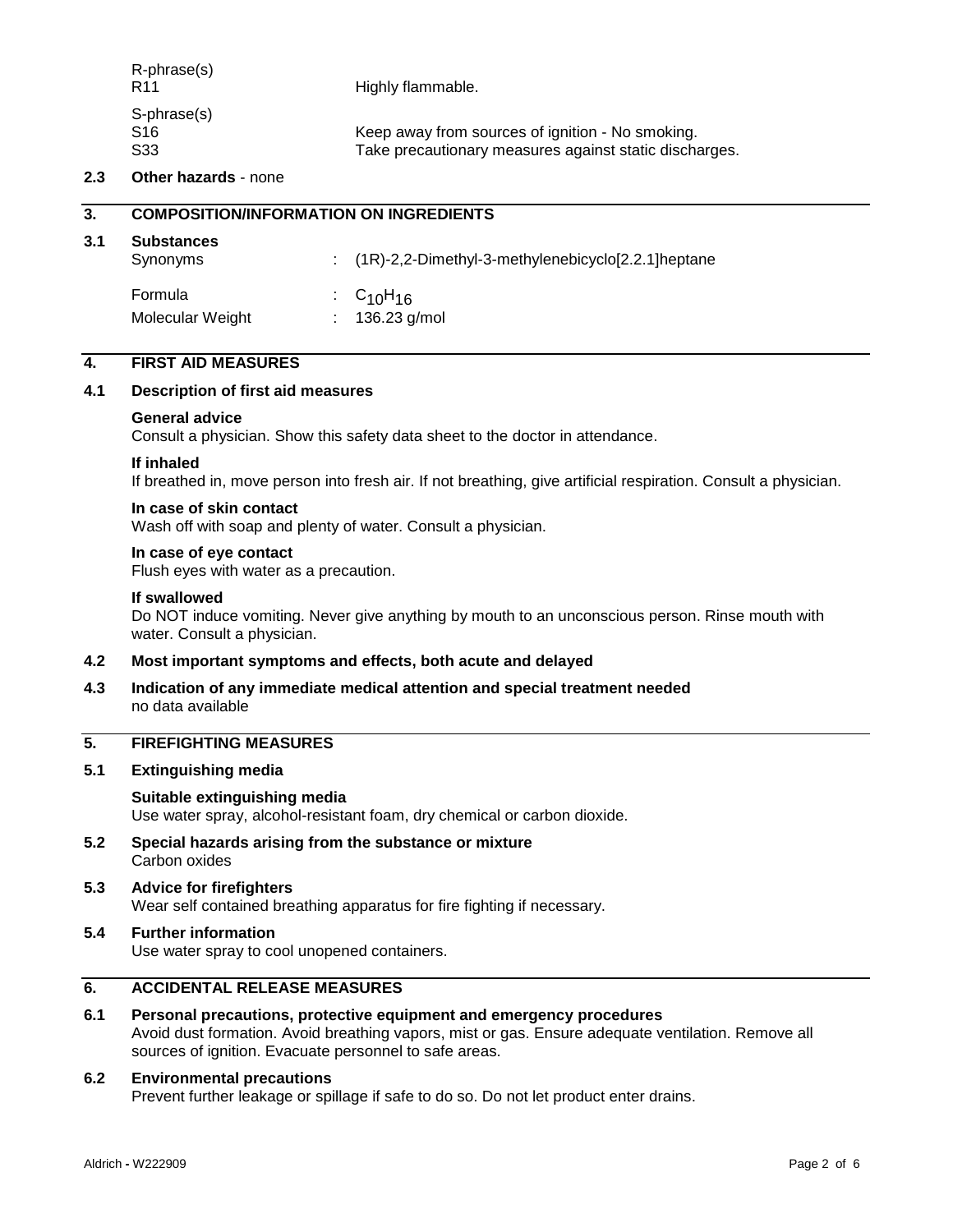R-phrase(s)

| | |
|---|---|
| R11 | Highly flammable. |

S-phrase(s)

| | |
|---|---|
| S16 | Keep away from sources of ignition - No smoking. |
| S33 | Take precautionary measures against static discharges. |

**2.3 Other hazards** - none

## 3. COMPOSITION/INFORMATION ON INGREDIENTS

### 3.1 Substances

| | | |
|---|---|---|
| Synonyms | : | (1R)-2,2-Dimethyl-3-methylenebicyclo[2.2.1]heptane |
| Formula | : | $C_{10}H_{16}$ |
| Molecular Weight | : | 136.23 g/mol |

## 4. FIRST AID MEASURES

### 4.1 Description of first aid measures

**General advice**
Consult a physician. Show this safety data sheet to the doctor in attendance.

**If inhaled**
If breathed in, move person into fresh air. If not breathing, give artificial respiration. Consult a physician.

**In case of skin contact**
Wash off with soap and plenty of water. Consult a physician.

**In case of eye contact**
Flush eyes with water as a precaution.

**If swallowed**
Do NOT induce vomiting. Never give anything by mouth to an unconscious person. Rinse mouth with water. Consult a physician.

### 4.2 Most important symptoms and effects, both acute and delayed

### 4.3 Indication of any immediate medical attention and special treatment needed

no data available

## 5. FIREFIGHTING MEASURES

### 5.1 Extinguishing media

**Suitable extinguishing media**
Use water spray, alcohol-resistant foam, dry chemical or carbon dioxide.

### 5.2 Special hazards arising from the substance or mixture

Carbon oxides

### 5.3 Advice for firefighters

Wear self contained breathing apparatus for fire fighting if necessary.

### 5.4 Further information

Use water spray to cool unopened containers.

## 6. ACCIDENTAL RELEASE MEASURES

### 6.1 Personal precautions, protective equipment and emergency procedures

Avoid dust formation. Avoid breathing vapors, mist or gas. Ensure adequate ventilation. Remove all sources of ignition. Evacuate personnel to safe areas.

### 6.2 Environmental precautions

Prevent further leakage or spillage if safe to do so. Do not let product enter drains.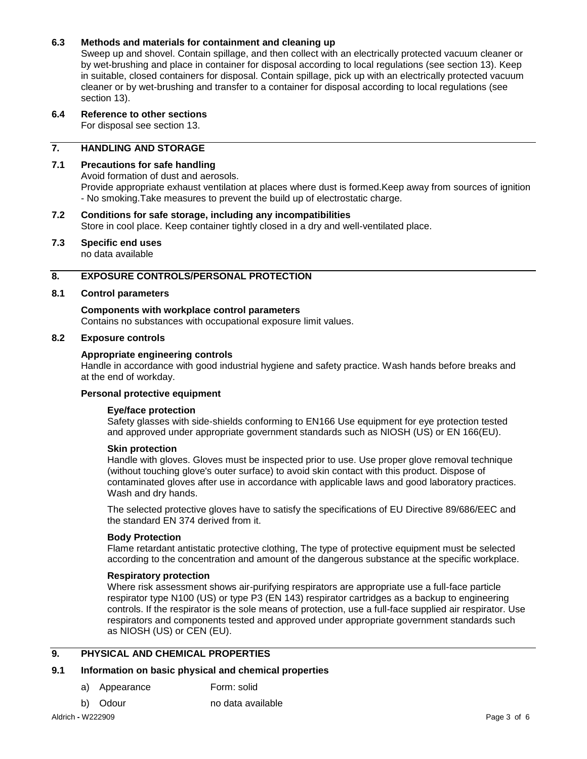### 6.3 Methods and materials for containment and cleaning up

Sweep up and shovel. Contain spillage, and then collect with an electrically protected vacuum cleaner or by wet-brushing and place in container for disposal according to local regulations (see section 13). Keep in suitable, closed containers for disposal. Contain spillage, pick up with an electrically protected vacuum cleaner or by wet-brushing and transfer to a container for disposal according to local regulations (see section 13).

### 6.4 Reference to other sections

For disposal see section 13.

## 7. HANDLING AND STORAGE

### 7.1 Precautions for safe handling

Avoid formation of dust and aerosols.
Provide appropriate exhaust ventilation at places where dust is formed.Keep away from sources of ignition - No smoking.Take measures to prevent the build up of electrostatic charge.

### 7.2 Conditions for safe storage, including any incompatibilities

Store in cool place. Keep container tightly closed in a dry and well-ventilated place.

### 7.3 Specific end uses

no data available

## 8. EXPOSURE CONTROLS/PERSONAL PROTECTION

### 8.1 Control parameters

**Components with workplace control parameters**
Contains no substances with occupational exposure limit values.

### 8.2 Exposure controls

**Appropriate engineering controls**
Handle in accordance with good industrial hygiene and safety practice. Wash hands before breaks and at the end of workday.

**Personal protective equipment**

**Eye/face protection**
Safety glasses with side-shields conforming to EN166 Use equipment for eye protection tested and approved under appropriate government standards such as NIOSH (US) or EN 166(EU).

**Skin protection**
Handle with gloves. Gloves must be inspected prior to use. Use proper glove removal technique (without touching glove's outer surface) to avoid skin contact with this product. Dispose of contaminated gloves after use in accordance with applicable laws and good laboratory practices. Wash and dry hands.

The selected protective gloves have to satisfy the specifications of EU Directive 89/686/EEC and the standard EN 374 derived from it.

**Body Protection**
Flame retardant antistatic protective clothing, The type of protective equipment must be selected according to the concentration and amount of the dangerous substance at the specific workplace.

**Respiratory protection**
Where risk assessment shows air-purifying respirators are appropriate use a full-face particle respirator type N100 (US) or type P3 (EN 143) respirator cartridges as a backup to engineering controls. If the respirator is the sole means of protection, use a full-face supplied air respirator. Use respirators and components tested and approved under appropriate government standards such as NIOSH (US) or CEN (EU).

## 9. PHYSICAL AND CHEMICAL PROPERTIES

### 9.1 Information on basic physical and chemical properties

a) Appearance — Form: solid

b) Odour — no data available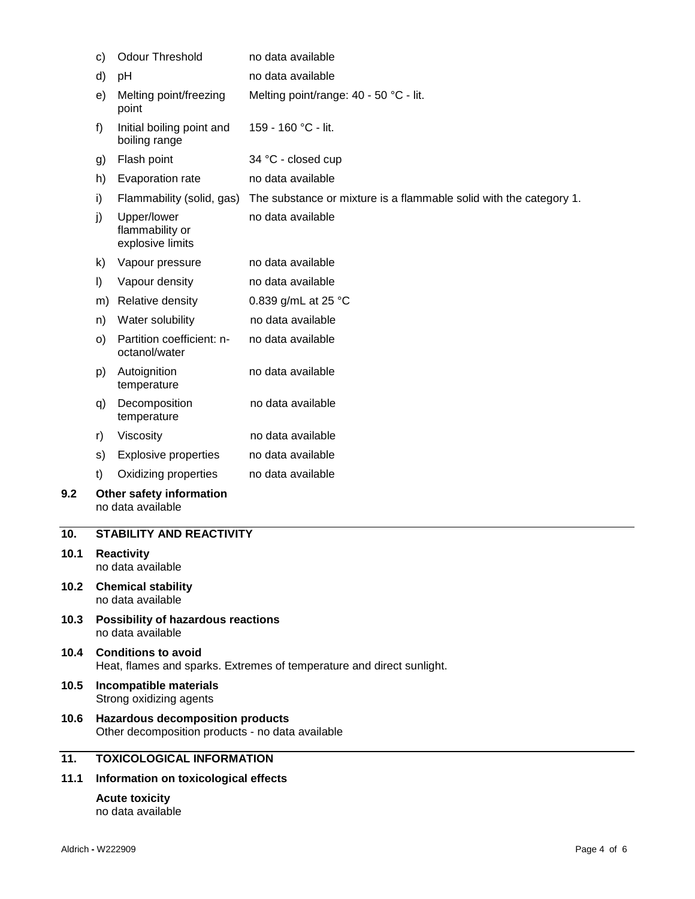| | | |
|---|---|---|
| c) | Odour Threshold | no data available |
| d) | pH | no data available |
| e) | Melting point/freezing point | Melting point/range: 40 - 50 °C - lit. |
| f) | Initial boiling point and boiling range | 159 - 160 °C - lit. |
| g) | Flash point | 34 °C - closed cup |
| h) | Evaporation rate | no data available |
| i) | Flammability (solid, gas) | The substance or mixture is a flammable solid with the category 1. |
| j) | Upper/lower flammability or explosive limits | no data available |
| k) | Vapour pressure | no data available |
| l) | Vapour density | no data available |
| m) | Relative density | 0.839 g/mL at 25 °C |
| n) | Water solubility | no data available |
| o) | Partition coefficient: n-octanol/water | no data available |
| p) | Autoignition temperature | no data available |
| q) | Decomposition temperature | no data available |
| r) | Viscosity | no data available |
| s) | Explosive properties | no data available |
| t) | Oxidizing properties | no data available |

### 9.2 Other safety information

no data available

## 10. STABILITY AND REACTIVITY

### 10.1 Reactivity

no data available

### 10.2 Chemical stability

no data available

### 10.3 Possibility of hazardous reactions

no data available

### 10.4 Conditions to avoid

Heat, flames and sparks. Extremes of temperature and direct sunlight.

### 10.5 Incompatible materials

Strong oxidizing agents

### 10.6 Hazardous decomposition products

Other decomposition products - no data available

## 11. TOXICOLOGICAL INFORMATION

### 11.1 Information on toxicological effects

**Acute toxicity**

no data available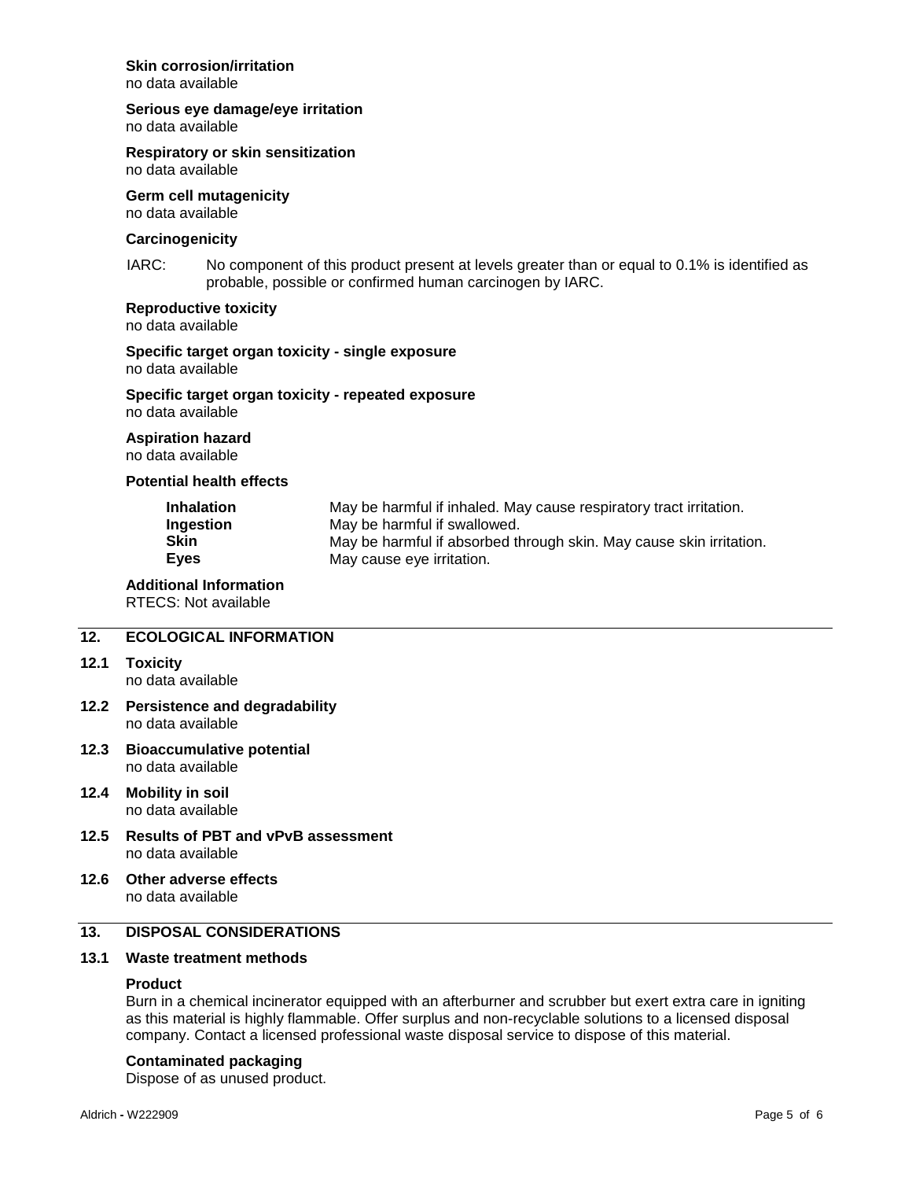**Skin corrosion/irritation**
no data available

**Serious eye damage/eye irritation**
no data available

**Respiratory or skin sensitization**
no data available

**Germ cell mutagenicity**
no data available

**Carcinogenicity**

IARC: No component of this product present at levels greater than or equal to 0.1% is identified as probable, possible or confirmed human carcinogen by IARC.

**Reproductive toxicity**
no data available

**Specific target organ toxicity - single exposure**
no data available

**Specific target organ toxicity - repeated exposure**
no data available

**Aspiration hazard**
no data available

**Potential health effects**

| | |
|---|---|
| **Inhalation** | May be harmful if inhaled. May cause respiratory tract irritation. |
| **Ingestion** | May be harmful if swallowed. |
| **Skin** | May be harmful if absorbed through skin. May cause skin irritation. |
| **Eyes** | May cause eye irritation. |

**Additional Information**
RTECS: Not available

## 12. ECOLOGICAL INFORMATION

### 12.1 Toxicity
no data available

### 12.2 Persistence and degradability
no data available

### 12.3 Bioaccumulative potential
no data available

### 12.4 Mobility in soil
no data available

### 12.5 Results of PBT and vPvB assessment
no data available

### 12.6 Other adverse effects
no data available

## 13. DISPOSAL CONSIDERATIONS

### 13.1 Waste treatment methods

**Product**
Burn in a chemical incinerator equipped with an afterburner and scrubber but exert extra care in igniting as this material is highly flammable. Offer surplus and non-recyclable solutions to a licensed disposal company. Contact a licensed professional waste disposal service to dispose of this material.

**Contaminated packaging**
Dispose of as unused product.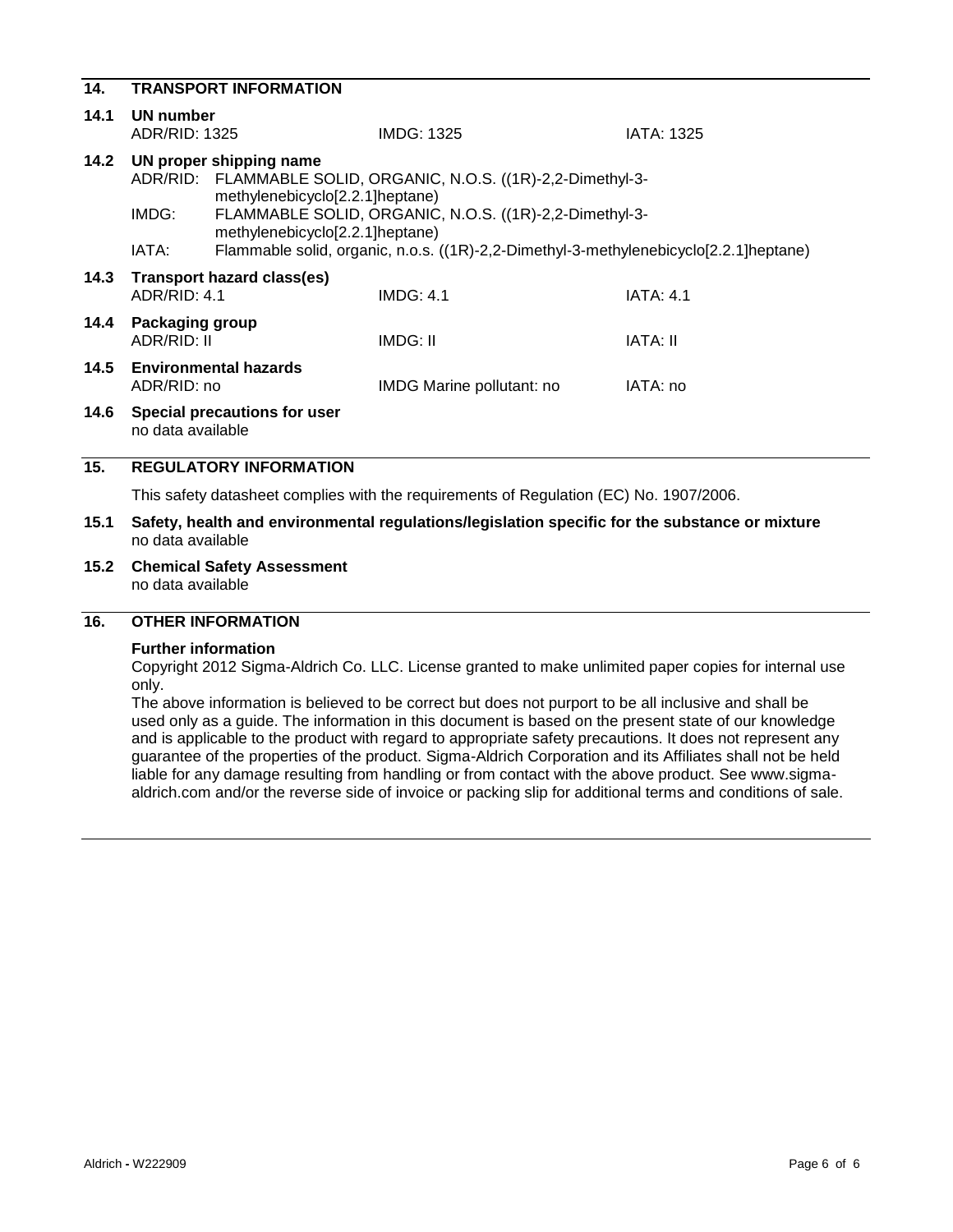## 14. TRANSPORT INFORMATION

### 14.1 UN number

| | | |
|---|---|---|
| ADR/RID: 1325 | IMDG: 1325 | IATA: 1325 |

### 14.2 UN proper shipping name

ADR/RID: FLAMMABLE SOLID, ORGANIC, N.O.S. ((1R)-2,2-Dimethyl-3-methylenebicyclo[2.2.1]heptane)

IMDG: FLAMMABLE SOLID, ORGANIC, N.O.S. ((1R)-2,2-Dimethyl-3-methylenebicyclo[2.2.1]heptane)

IATA: Flammable solid, organic, n.o.s. ((1R)-2,2-Dimethyl-3-methylenebicyclo[2.2.1]heptane)

### 14.3 Transport hazard class(es)

| | | |
|---|---|---|
| ADR/RID: 4.1 | IMDG: 4.1 | IATA: 4.1 |

### 14.4 Packaging group

| | | |
|---|---|---|
| ADR/RID: II | IMDG: II | IATA: II |

### 14.5 Environmental hazards

| | | |
|---|---|---|
| ADR/RID: no | IMDG Marine pollutant: no | IATA: no |

### 14.6 Special precautions for user

no data available

## 15. REGULATORY INFORMATION

This safety datasheet complies with the requirements of Regulation (EC) No. 1907/2006.

### 15.1 Safety, health and environmental regulations/legislation specific for the substance or mixture

no data available

### 15.2 Chemical Safety Assessment

no data available

## 16. OTHER INFORMATION

**Further information**

Copyright 2012 Sigma-Aldrich Co. LLC. License granted to make unlimited paper copies for internal use only.

The above information is believed to be correct but does not purport to be all inclusive and shall be used only as a guide. The information in this document is based on the present state of our knowledge and is applicable to the product with regard to appropriate safety precautions. It does not represent any guarantee of the properties of the product. Sigma-Aldrich Corporation and its Affiliates shall not be held liable for any damage resulting from handling or from contact with the above product. See www.sigma-aldrich.com and/or the reverse side of invoice or packing slip for additional terms and conditions of sale.